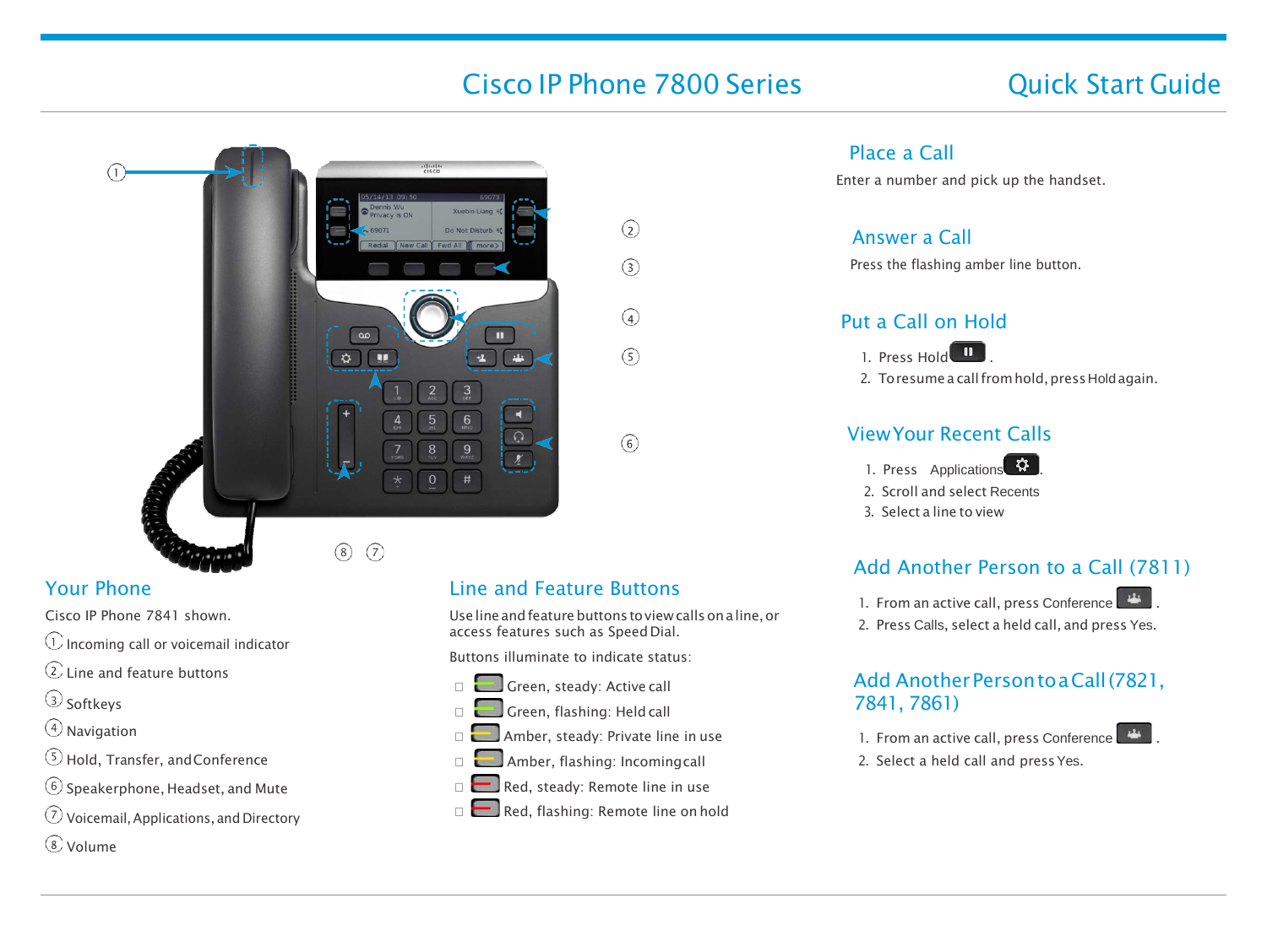# Cisco IP Phone 7800 Series

## Quick Start Guide

## Your Phone

Cisco IP Phone 7841 shown.

1. Incoming call or voicemail indicator
2. Line and feature buttons
3. Softkeys
4. Navigation
5. Hold, Transfer, and Conference
6. Speakerphone, Headset, and Mute
7. Voicemail, Applications, and Directory
8. Volume

## Line and Feature Buttons

Use line and feature buttons to view calls on a line, or access features such as Speed Dial.

Buttons illuminate to indicate status:

- Green, steady: Active call
- Green, flashing: Held call
- Amber, steady: Private line in use
- Amber, flashing: Incoming call
- Red, steady: Remote line in use
- Red, flashing: Remote line on hold

## Place a Call

Enter a number and pick up the handset.

## Answer a Call

Press the flashing amber line button.

## Put a Call on Hold

1. Press Hold .
2. To resume a call from hold, press Hold again.

## View Your Recent Calls

1. Press Applications .
2. Scroll and select Recents
3. Select a line to view

## Add Another Person to a Call (7811)

1. From an active call, press Conference .
2. Press Calls, select a held call, and press Yes.

## Add Another Person to a Call (7821, 7841, 7861)

1. From an active call, press Conference .
2. Select a held call and press Yes.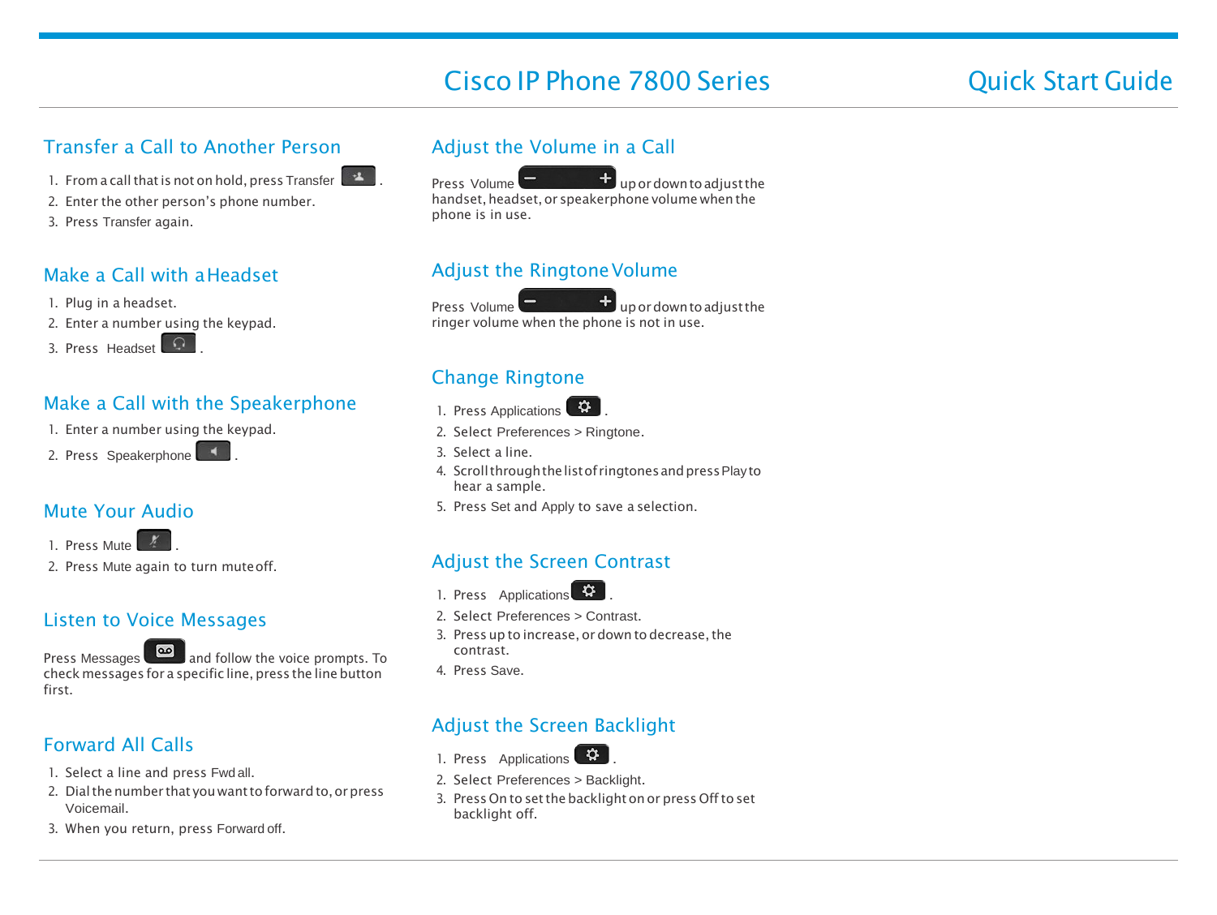# Cisco IP Phone 7800 Series

# Quick Start Guide

## Transfer a Call to Another Person

1. From a call that is not on hold, press Transfer .
2. Enter the other person's phone number.
3. Press Transfer again.

## Make a Call with a Headset

1. Plug in a headset.
2. Enter a number using the keypad.
3. Press Headset .

## Make a Call with the Speakerphone

1. Enter a number using the keypad.
2. Press Speakerphone .

## Mute Your Audio

1. Press Mute .
2. Press Mute again to turn mute off.

## Listen to Voice Messages

Press Messages and follow the voice prompts. To check messages for a specific line, press the line button first.

## Forward All Calls

1. Select a line and press Fwd all.
2. Dial the number that you want to forward to, or press Voicemail.
3. When you return, press Forward off.

## Adjust the Volume in a Call

Press Volume up or down to adjust the handset, headset, or speakerphone volume when the phone is in use.

## Adjust the Ringtone Volume

Press Volume up or down to adjust the ringer volume when the phone is not in use.

## Change Ringtone

1. Press Applications .
2. Select Preferences > Ringtone.
3. Select a line.
4. Scroll through the list of ringtones and press Play to hear a sample.
5. Press Set and Apply to save a selection.

## Adjust the Screen Contrast

1. Press Applications .
2. Select Preferences > Contrast.
3. Press up to increase, or down to decrease, the contrast.
4. Press Save.

## Adjust the Screen Backlight

1. Press Applications .
2. Select Preferences > Backlight.
3. Press On to set the backlight on or press Off to set backlight off.